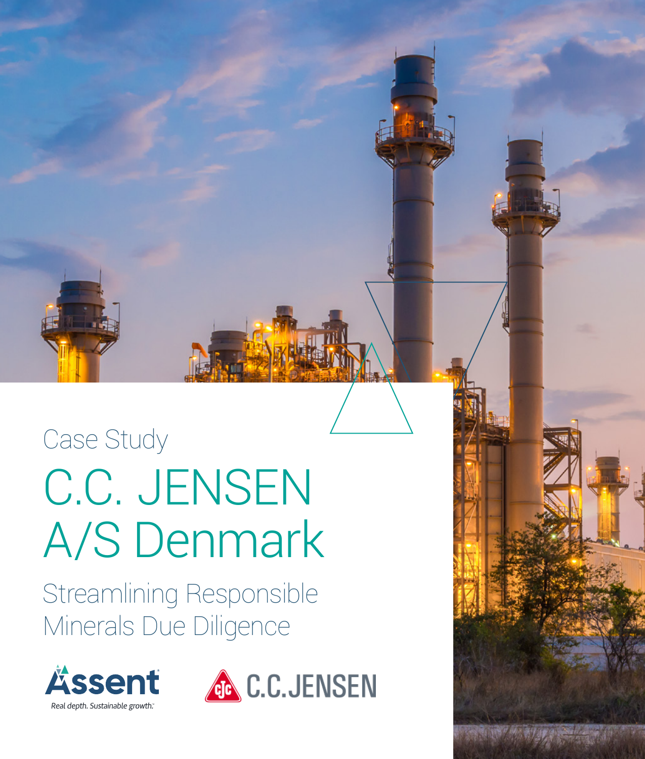Case Study

# C.C. JENSEN A/S Denmark

## Streamlining Responsible Minerals Due Diligence

Assent

Real depth. Sustainable growth.

C.C.JENSEN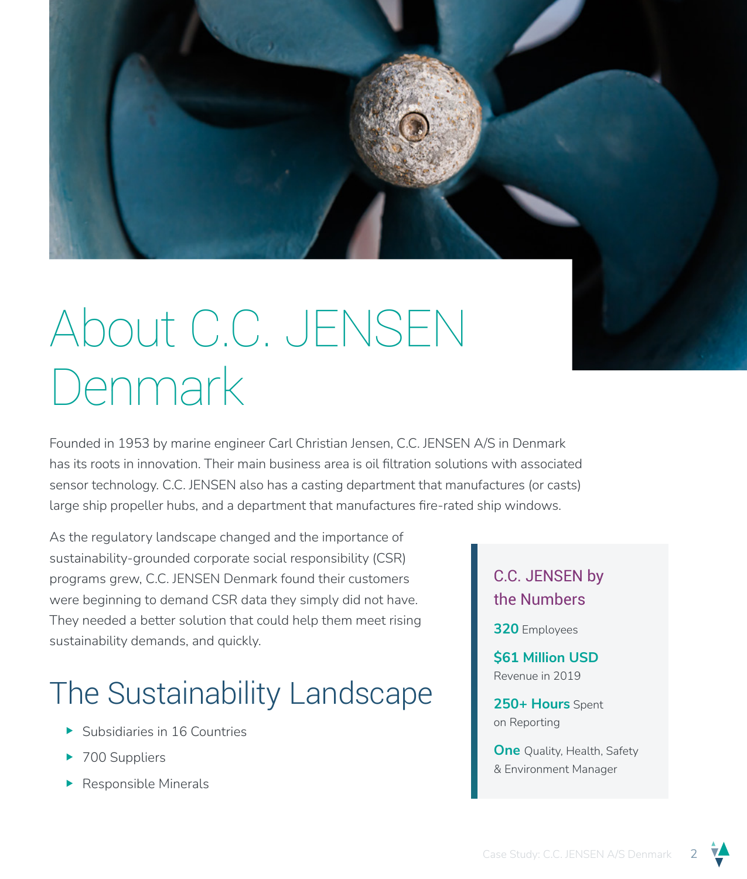# About C.C. JENSEN Denmark

Founded in 1953 by marine engineer Carl Christian Jensen, C.C. JENSEN A/S in Denmark has its roots in innovation. Their main business area is oil filtration solutions with associated sensor technology. C.C. JENSEN also has a casting department that manufactures (or casts) large ship propeller hubs, and a department that manufactures fire-rated ship windows.

As the regulatory landscape changed and the importance of sustainability-grounded corporate social responsibility (CSR) programs grew, C.C. JENSEN Denmark found their customers were beginning to demand CSR data they simply did not have. They needed a better solution that could help them meet rising sustainability demands, and quickly.

## The Sustainability Landscape

- Subsidiaries in 16 Countries
- 700 Suppliers
- Responsible Minerals

### C.C. JENSEN by the Numbers

**320** Employees

**$61 Million USD** Revenue in 2019

**250+ Hours** Spent on Reporting

**One** Quality, Health, Safety & Environment Manager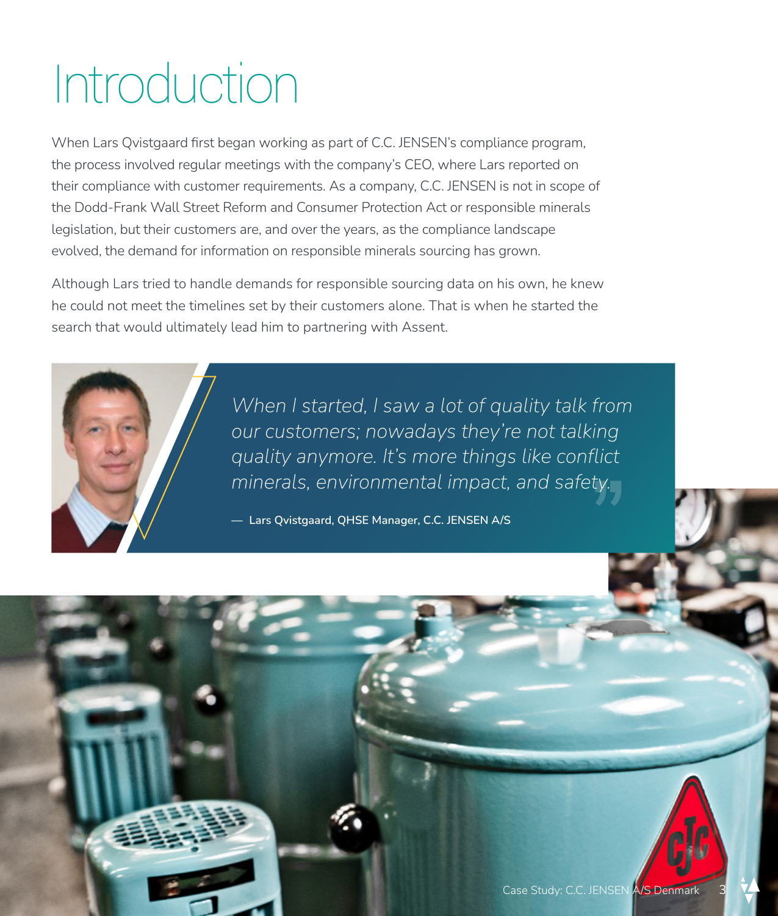# Introduction

When Lars Qvistgaard first began working as part of C.C. JENSEN's compliance program, the process involved regular meetings with the company's CEO, where Lars reported on their compliance with customer requirements. As a company, C.C. JENSEN is not in scope of the Dodd-Frank Wall Street Reform and Consumer Protection Act or responsible minerals legislation, but their customers are, and over the years, as the compliance landscape evolved, the demand for information on responsible minerals sourcing has grown.

Although Lars tried to handle demands for responsible sourcing data on his own, he knew he could not meet the timelines set by their customers alone. That is when he started the search that would ultimately lead him to partnering with Assent.

> *When I started, I saw a lot of quality talk from our customers; nowadays they're not talking quality anymore. It's more things like conflict minerals, environmental impact, and safety.*
>
> — **Lars Qvistgaard, QHSE Manager, C.C. JENSEN A/S**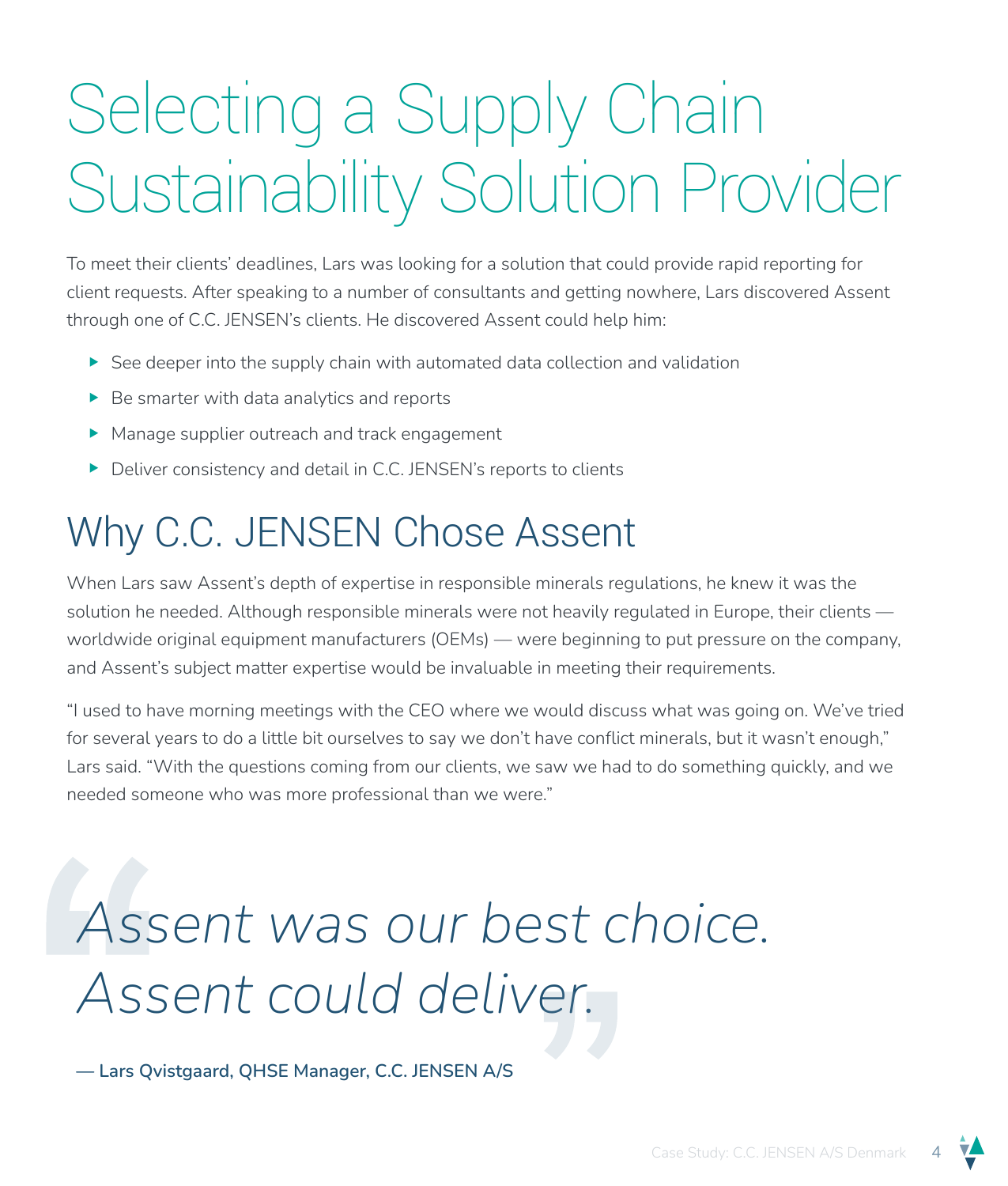# Selecting a Supply Chain Sustainability Solution Provider

To meet their clients' deadlines, Lars was looking for a solution that could provide rapid reporting for client requests. After speaking to a number of consultants and getting nowhere, Lars discovered Assent through one of C.C. JENSEN's clients. He discovered Assent could help him:

- See deeper into the supply chain with automated data collection and validation
- Be smarter with data analytics and reports
- Manage supplier outreach and track engagement
- Deliver consistency and detail in C.C. JENSEN's reports to clients

## Why C.C. JENSEN Chose Assent

When Lars saw Assent's depth of expertise in responsible minerals regulations, he knew it was the solution he needed. Although responsible minerals were not heavily regulated in Europe, their clients — worldwide original equipment manufacturers (OEMs) — were beginning to put pressure on the company, and Assent's subject matter expertise would be invaluable in meeting their requirements.

"I used to have morning meetings with the CEO where we would discuss what was going on. We've tried for several years to do a little bit ourselves to say we don't have conflict minerals, but it wasn't enough," Lars said. "With the questions coming from our clients, we saw we had to do something quickly, and we needed someone who was more professional than we were."

> *Assent was our best choice. Assent could deliver.*
>
> **— Lars Qvistgaard, QHSE Manager, C.C. JENSEN A/S**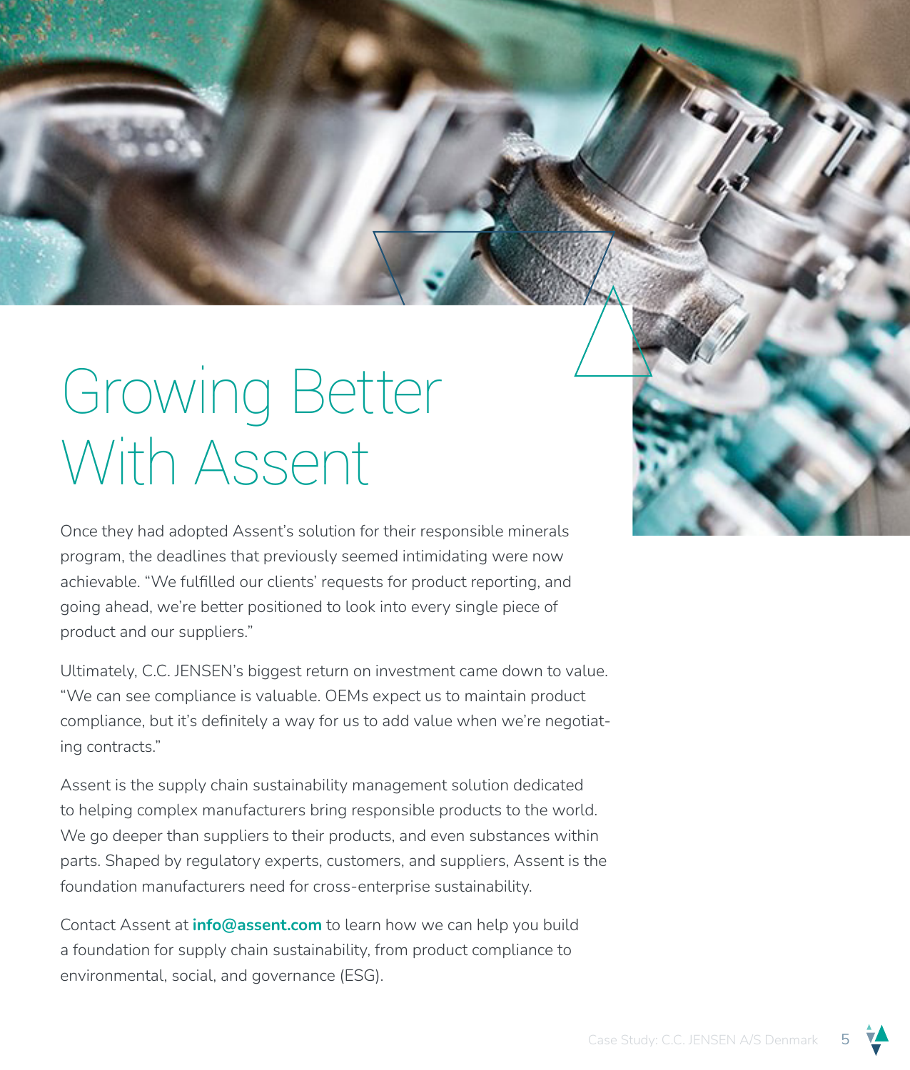# Growing Better With Assent

Once they had adopted Assent's solution for their responsible minerals program, the deadlines that previously seemed intimidating were now achievable. "We fulfilled our clients' requests for product reporting, and going ahead, we're better positioned to look into every single piece of product and our suppliers."

Ultimately, C.C. JENSEN's biggest return on investment came down to value. "We can see compliance is valuable. OEMs expect us to maintain product compliance, but it's definitely a way for us to add value when we're negotiating contracts."

Assent is the supply chain sustainability management solution dedicated to helping complex manufacturers bring responsible products to the world. We go deeper than suppliers to their products, and even substances within parts. Shaped by regulatory experts, customers, and suppliers, Assent is the foundation manufacturers need for cross-enterprise sustainability.

Contact Assent at **info@assent.com** to learn how we can help you build a foundation for supply chain sustainability, from product compliance to environmental, social, and governance (ESG).